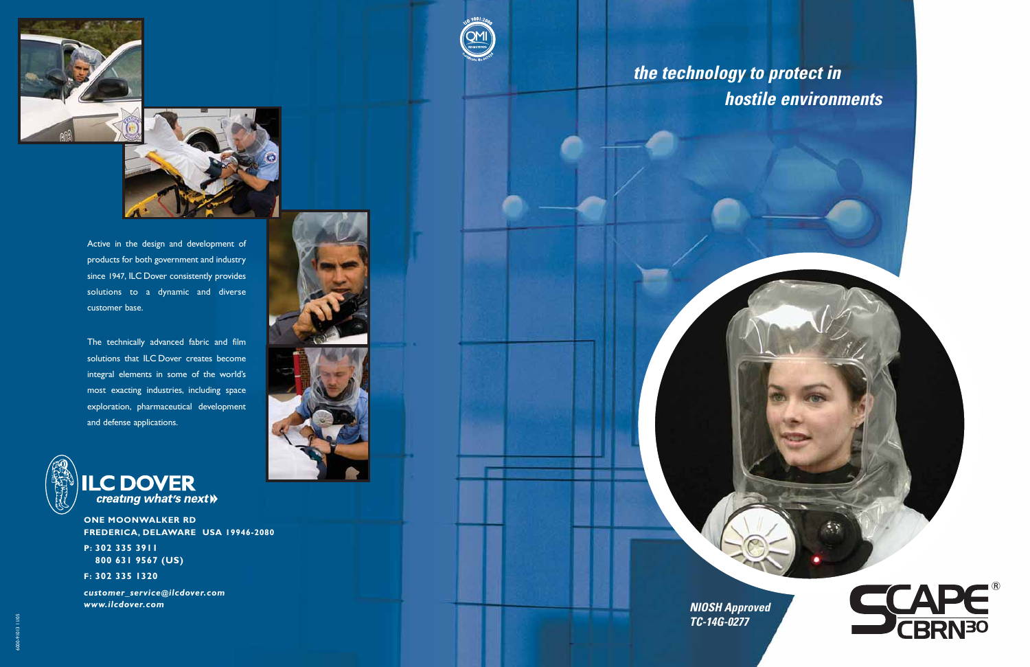Active in the design and development of products for both government and industry since 1947, ILC Dover consistently provides solutions to a dynamic and diverse customer base.

The technically advanced fabric and film solutions that ILC Dover creates become integral elements in some of the world's most exacting industries, including space exploration, pharmaceutical development and defense applications.

**ILC DOVER**

*creating what's next*

**ONE MOONWALKER RD**
**FREDERICA, DELAWARE USA 19946-2080**

**P: 302 335 3911**
**800 631 9567 (US)**

**F: 302 335 1320**

***customer_service@ilcdover.com***
***www.ilcdover.com***

## *the technology to protect in hostile environments*

***NIOSH Approved***
***TC-14G-0277***

# SCAPE® CBRN30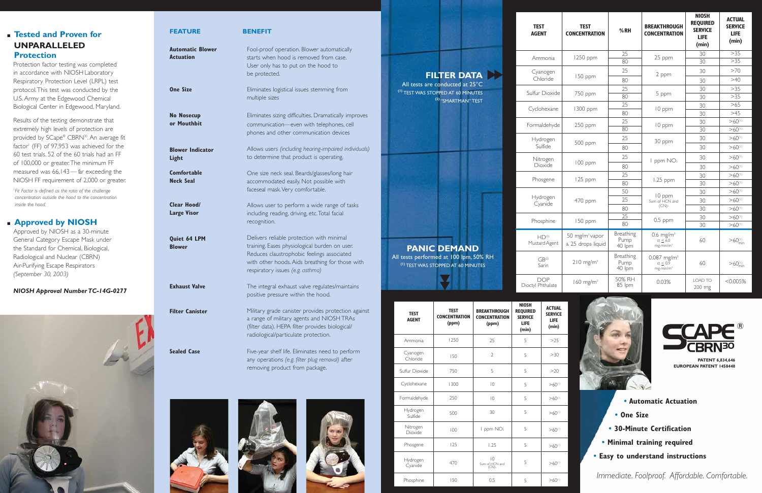## Tested and Proven for UNPARALLELED Protection

Protection factor testing was completed in accordance with NIOSH Laboratory Respiratory Protection Level (LRPL) test protocol. This test was conducted by the U.S. Army at the Edgewood Chemical Biological Center in Edgewood, Maryland.

Results of the testing demonstrate that extremely high levels of protection are provided by SCape® CBRN30. An average fit factor[1] (FF) of 97,953 was achieved for the 60 test trials. 52 of the 60 trials had an FF of 100,000 or greater. The minimum FF measured was 66,143 — far exceeding the NIOSH FF requirement of 2,000 or greater.

*[1]Fit Factor is defined as the ratio of the challenge concentration outside the hood to the concentration inside the hood.*

## Approved by NIOSH

Approved by NIOSH as a 30-minute General Category Escape Mask under the Standard for Chemical, Biological, Radiological and Nuclear (CBRN) Air-Purifying Escape Respirators *(September 30, 2003)*

***NIOSH Approval Number TC-14G-0277***

| FEATURE | BENEFIT |
|---|---|
| **Automatic Blower Actuation** | Fool-proof operation. Blower automatically starts when hood is removed from case. User only has to put on the hood to be protected. |
| **One Size** | Eliminates logistical issues stemming from multiple sizes |
| **No Nosecup or Mouthbit** | Eliminates sizing difficulties. Dramatically improves communication—even with telephones, cell phones and other communication devices |
| **Blower Indicator Light** | Allows users *(including hearing-impaired individuals)* to determine that product is operating. |
| **Comfortable Neck Seal** | One size neck seal. Beards/glasses/long hair accommodated easily. Not possible with faceseal mask. Very comfortable. |
| **Clear Hood/ Large Visor** | Allows user to perform a wide range of tasks including reading, driving, etc. Total facial recognition. |
| **Quiet 64 LPM Blower** | Delivers reliable protection with minimal training. Eases physiological burden on user. Reduces claustrophobic feelings associated with other hoods. Aids breathing for those with respiratory issues *(e.g. asthma)* |
| **Exhaust Valve** | The integral exhaust valve regulates/maintains positive pressure within the hood. |
| **Filter Canister** | Military grade canister provides protection against a range of military agents and NIOSH TRAs (filter data). HEPA filter provides biological/ radiological/particulate protection. |
| **Sealed Case** | Five-year shelf life. Eliminates need to perform any operations *(e.g. filter plug removal)* after removing product from package. |

## FILTER DATA

All tests are conducted at 25°C
(1) TEST WAS STOPPED AT 60 MINUTES
(2) "SMARTMAN" TEST

| TEST AGENT | TEST CONCENTRATION | %RH | BREAKTHROUGH CONCENTRATION | NIOSH REQUIRED SERVICE LIFE (min) | ACTUAL SERVICE LIFE (min) |
|---|---|---|---|---|---|
| Ammonia | 1250 ppm | 25 | 25 ppm | 30 | >35 |
| | | 80 | | 30 | >35 |
| Cyanogen Chloride | 150 ppm | 25 | 2 ppm | 30 | >70 |
| | | 80 | | 30 | >40 |
| Sulfur Dioxide | 750 ppm | 25 | 5 ppm | 30 | >35 |
| | | 80 | | 30 | >35 |
| Cyclohexane | 1300 ppm | 25 | 10 ppm | 30 | >65 |
| | | 80 | | 30 | >45 |
| Formaldehyde | 250 ppm | 25 | 10 ppm | 30 | >60(1) |
| | | 80 | | 30 | >60(1) |
| Hydrogen Sulfide | 500 ppm | 25 | 30 ppm | 30 | >60(1) |
| | | 80 | | 30 | >60(1) |
| Nitrogen Dioxide | 100 ppm | 25 | 1 ppm $NO_2$ | 30 | >60(1) |
| | | 80 | | 30 | >60(1) |
| Phosgene | 125 ppm | 25 | 1.25 ppm | 30 | >60(1) |
| | | 80 | | 30 | >60(1) |
| Hydrogen Cyanide | 470 ppm | 50 | 10 ppm Sum of HCN and $(CN)_2$ | 30 | >60(1) |
| | | 25 | | 30 | >60(1) |
| | | 80 | | 30 | >60(1) |
| Phosphine | 150 ppm | 25 | 0.5 ppm | 30 | >60(1) |
| | | 80 | | 30 | >60(1) |
| HD(2) Mustard Agent | 50 mg/m³ vapor & 25 drops liquid | Breathing Pump 40 lpm | 0.6 mg/m³ ct ≤ 6.0 mg-min/m³ | 60 | >60(1) min |
| GB(2) Sarin | 210 mg/m³ | Breathing Pump 40 lpm | 0.087 mg/m³ ct ≤ 0.9 mg-min/m³ | 60 | >60(1) min |
| DOP Dioctyl Phthalate | 160 mg/m³ | 50% RH 85 lpm | 0.03% | LOAD TO 200 mg | <0.005% |

## PANIC DEMAND

All tests performed at 100 lpm, 50% RH
(1) TEST WAS STOPPED AT 60 MINUTES

| TEST AGENT | TEST CONCENTRATION (ppm) | BREAKTHROUGH CONCENTRATION (ppm) | NIOSH REQUIRED SERVICE LIFE (min) | ACTUAL SERVICE LIFE (min) |
|---|---|---|---|---|
| Ammonia | 1250 | 25 | 5 | >25 |
| Cyanogen Chloride | 150 | 2 | 5 | >30 |
| Sulfur Dioxide | 750 | 5 | 5 | >20 |
| Cyclohexane | 1300 | 10 | 5 | >60(1) |
| Formaldehyde | 250 | 10 | 5 | >60(1) |
| Hydrogen Sulfide | 500 | 30 | 5 | >60(1) |
| Nitrogen Dioxide | 100 | 1 ppm $NO_2$ | 5 | >60(1) |
| Phosgene | 125 | 1.25 | 5 | >60(1) |
| Hydrogen Cyanide | 470 | 10 Sum of HCN and $(CN)_2$ | 5 | >60(1) |
| Phosphine | 150 | 0.5 | 5 | >60(1) |

SCAPE® CBRN30

PATENT 6,834,646
EUROPEAN PATENT 1458448

- **Automatic Actuation**
- **One Size**
- **30-Minute Certification**
- **Minimal training required**
- **Easy to understand instructions**

*Immediate. Foolproof. Affordable. Comfortable.*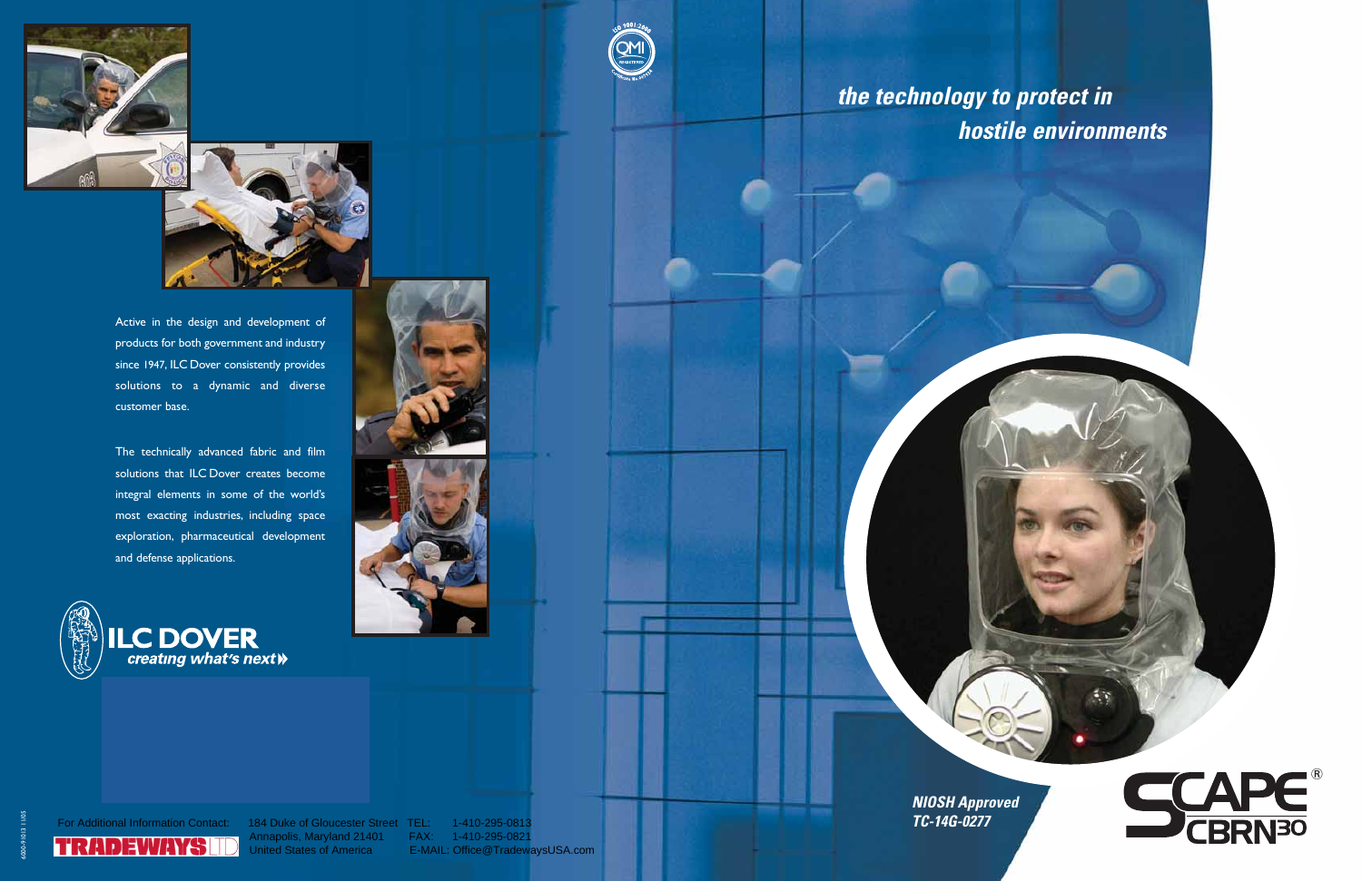*the technology to protect in hostile environments*

Active in the design and development of products for both government and industry since 1947, ILC Dover consistently provides solutions to a dynamic and diverse customer base.

The technically advanced fabric and film solutions that ILC Dover creates become integral elements in some of the world's most exacting industries, including space exploration, pharmaceutical development and defense applications.

**ILC DOVER**
*creating what's next*

***NIOSH Approved***
***TC-14G-0277***

**SCAPE® CBRN30**

For Additional Information Contact:

**TRADEWAYS LTD**

184 Duke of Gloucester Street
Annapolis, Maryland 21401
United States of America

TEL: 1-410-295-0813
FAX: 1-410-295-0821
E-MAIL: Office@TradewaysUSA.com